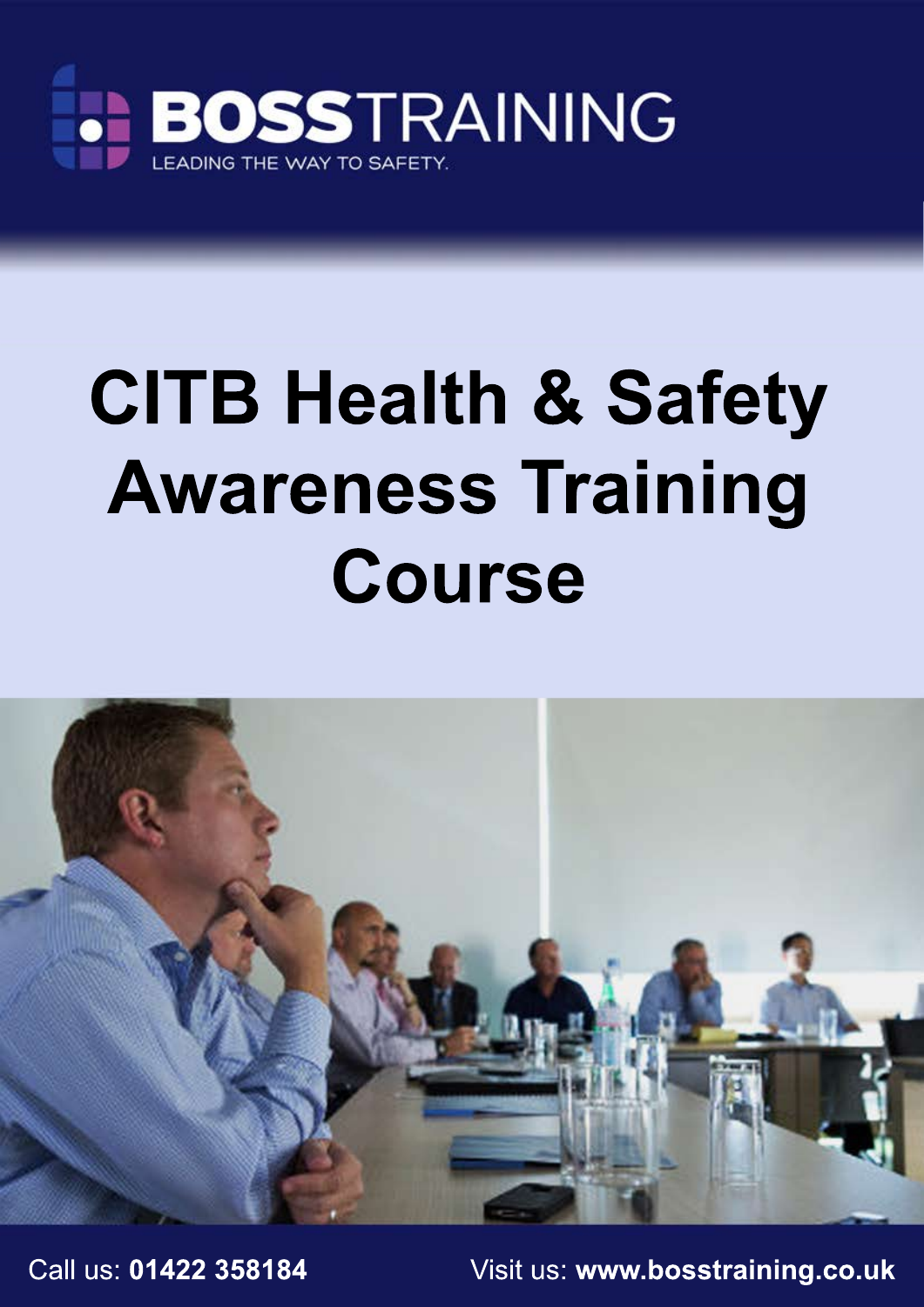**BOSSTRAINING**

LEADING THE WAY TO SAFETY.

# CITB Health & Safety Awareness Training Course

Call us: **01422 358184**

Visit us: **www.bosstraining.co.uk**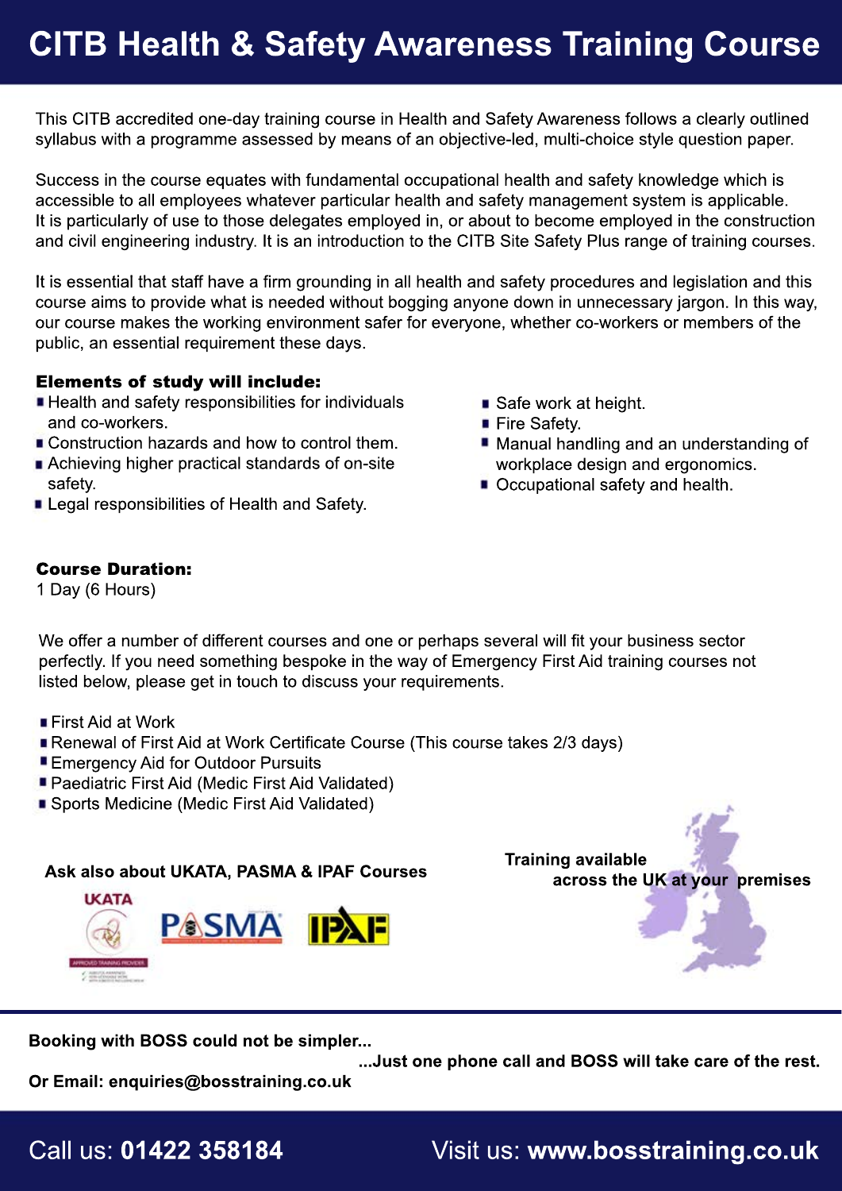# CITB Health & Safety Awareness Training Course

This CITB accredited one-day training course in Health and Safety Awareness follows a clearly outlined syllabus with a programme assessed by means of an objective-led, multi-choice style question paper.

Success in the course equates with fundamental occupational health and safety knowledge which is accessible to all employees whatever particular health and safety management system is applicable. It is particularly of use to those delegates employed in, or about to become employed in the construction and civil engineering industry. It is an introduction to the CITB Site Safety Plus range of training courses.

It is essential that staff have a firm grounding in all health and safety procedures and legislation and this course aims to provide what is needed without bogging anyone down in unnecessary jargon. In this way, our course makes the working environment safer for everyone, whether co-workers or members of the public, an essential requirement these days.

**Elements of study will include:**

- Health and safety responsibilities for individuals and co-workers.
- Construction hazards and how to control them.
- Achieving higher practical standards of on-site safety.
- Legal responsibilities of Health and Safety.
- Safe work at height.
- Fire Safety.
- Manual handling and an understanding of workplace design and ergonomics.
- Occupational safety and health.

**Course Duration:**
1 Day (6 Hours)

We offer a number of different courses and one or perhaps several will fit your business sector perfectly. If you need something bespoke in the way of Emergency First Aid training courses not listed below, please get in touch to discuss your requirements.

- First Aid at Work
- Renewal of First Aid at Work Certificate Course (This course takes 2/3 days)
- Emergency Aid for Outdoor Pursuits
- Paediatric First Aid (Medic First Aid Validated)
- Sports Medicine (Medic First Aid Validated)

**Ask also about UKATA, PASMA & IPAF Courses**

**Training available across the UK at your premises**

**Booking with BOSS could not be simpler...**
**...Just one phone call and BOSS will take care of the rest.**
**Or Email: enquiries@bosstraining.co.uk**

Call us: **01422 358184**    Visit us: **www.bosstraining.co.uk**